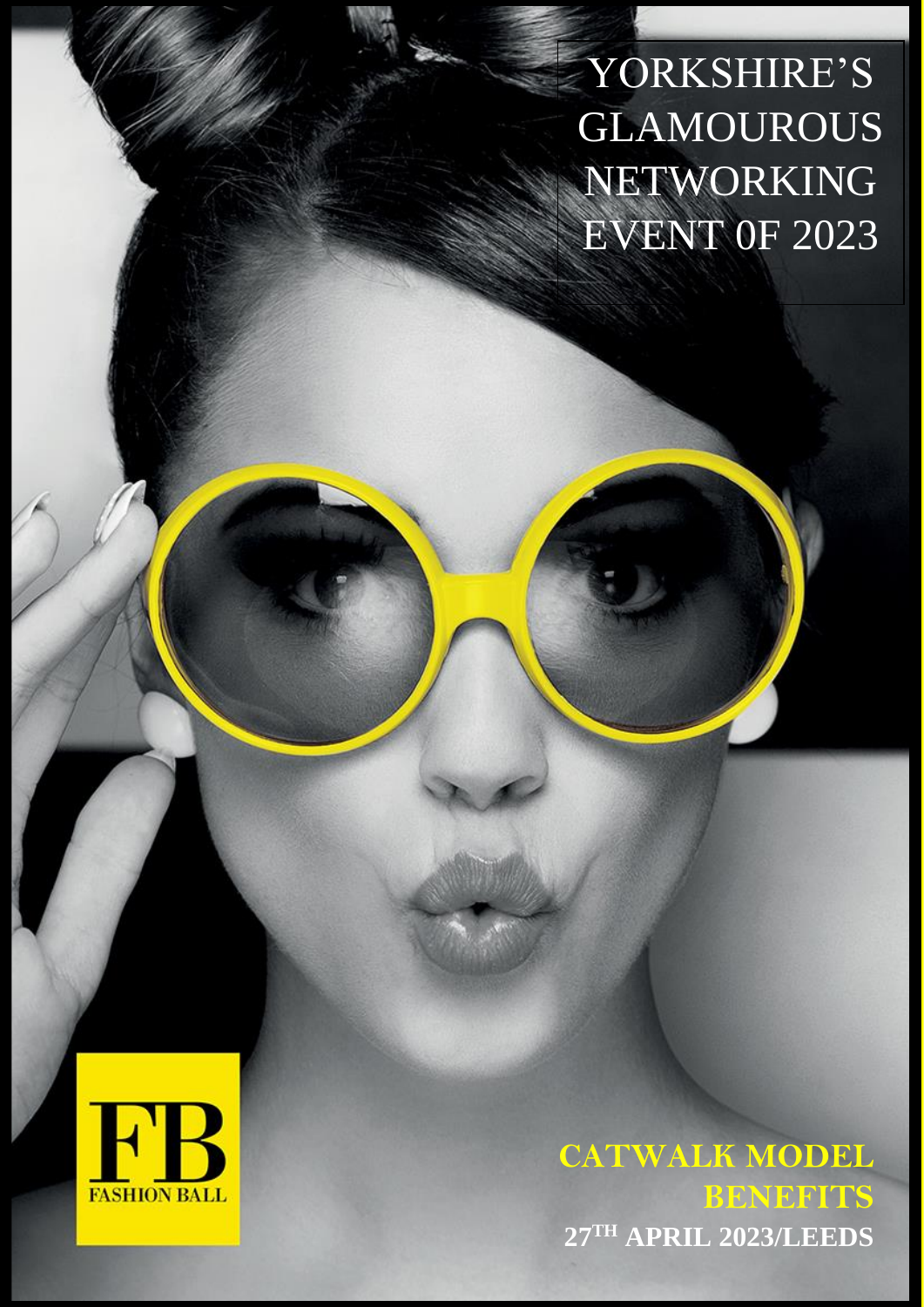# YORKSHIRE'S GLAMOUROUS NETWORKING EVENT 0F 2023

FB
FASHION BALL

**CATWALK MODEL BENEFITS**

**27TH APRIL 2023/LEEDS**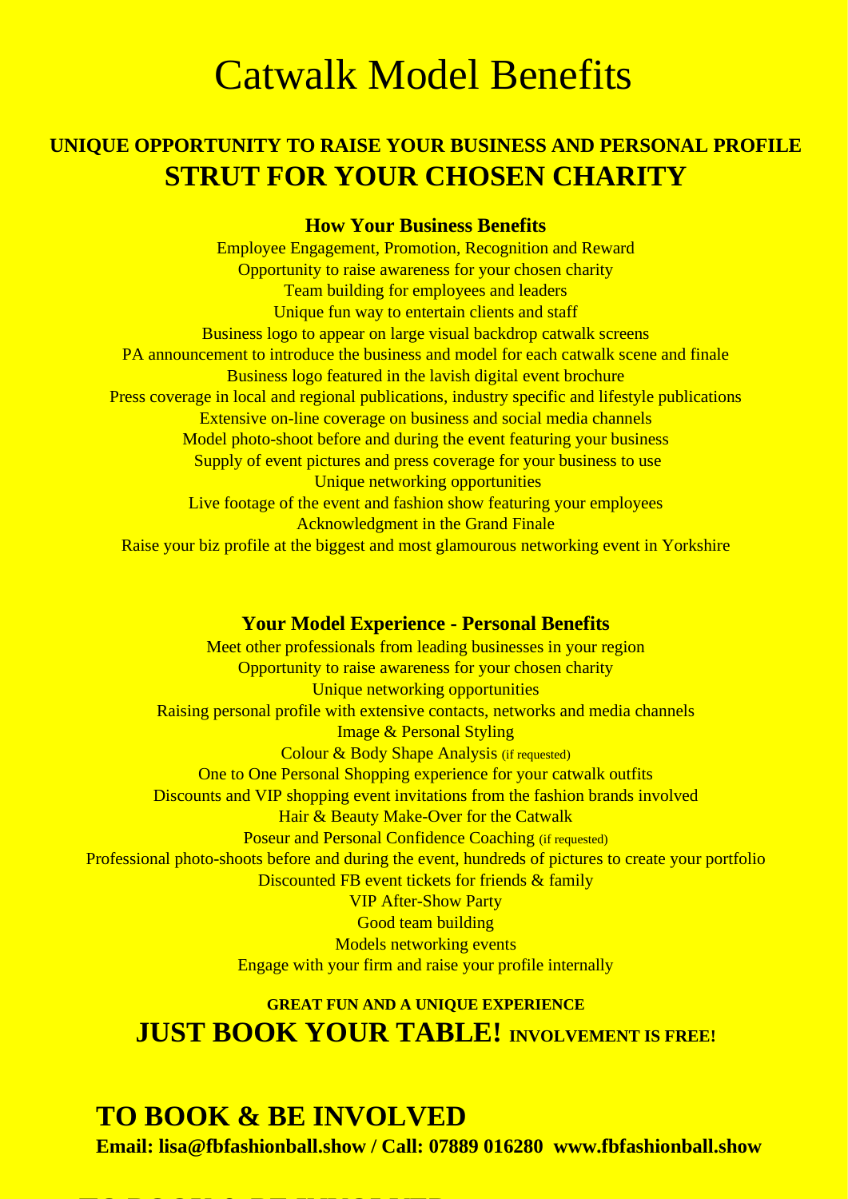# Catwalk Model Benefits

**UNIQUE OPPORTUNITY TO RAISE YOUR BUSINESS AND PERSONAL PROFILE**

## STRUT FOR YOUR CHOSEN CHARITY

### How Your Business Benefits

Employee Engagement, Promotion, Recognition and Reward
Opportunity to raise awareness for your chosen charity
Team building for employees and leaders
Unique fun way to entertain clients and staff
Business logo to appear on large visual backdrop catwalk screens
PA announcement to introduce the business and model for each catwalk scene and finale
Business logo featured in the lavish digital event brochure
Press coverage in local and regional publications, industry specific and lifestyle publications
Extensive on-line coverage on business and social media channels
Model photo-shoot before and during the event featuring your business
Supply of event pictures and press coverage for your business to use
Unique networking opportunities
Live footage of the event and fashion show featuring your employees
Acknowledgment in the Grand Finale
Raise your biz profile at the biggest and most glamourous networking event in Yorkshire

### Your Model Experience - Personal Benefits

Meet other professionals from leading businesses in your region
Opportunity to raise awareness for your chosen charity
Unique networking opportunities
Raising personal profile with extensive contacts, networks and media channels
Image & Personal Styling
Colour & Body Shape Analysis (if requested)
One to One Personal Shopping experience for your catwalk outfits
Discounts and VIP shopping event invitations from the fashion brands involved
Hair & Beauty Make-Over for the Catwalk
Poseur and Personal Confidence Coaching (if requested)
Professional photo-shoots before and during the event, hundreds of pictures to create your portfolio
Discounted FB event tickets for friends & family
VIP After-Show Party
Good team building
Models networking events
Engage with your firm and raise your profile internally

**GREAT FUN AND A UNIQUE EXPERIENCE**

**JUST BOOK YOUR TABLE! INVOLVEMENT IS FREE!**

## TO BOOK & BE INVOLVED

**Email: lisa@fbfashionball.show / Call: 07889 016280 www.fbfashionball.show**